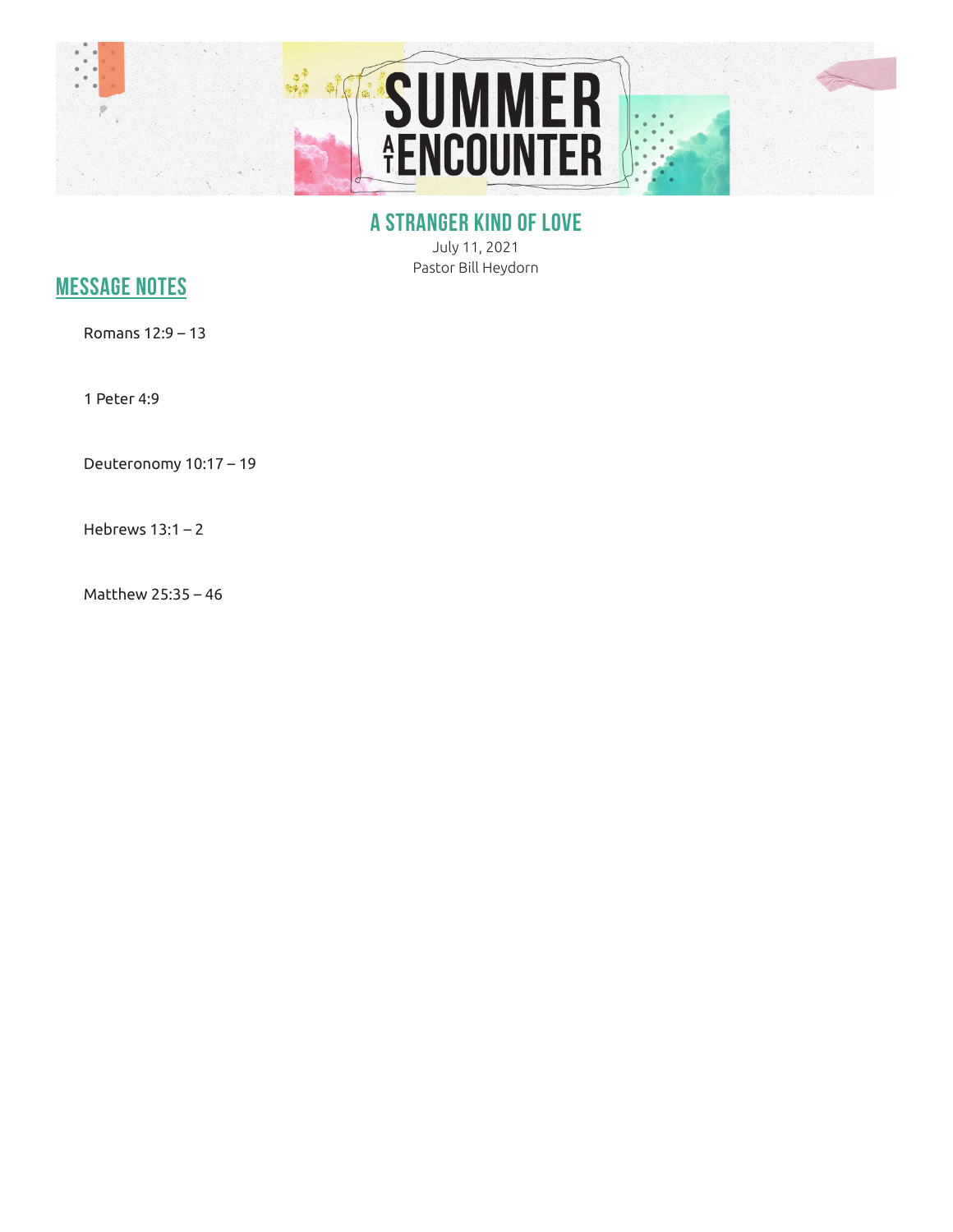# SUMMER AT ENCOUNTER

## A STRANGER KIND OF LOVE

July 11, 2021

Pastor Bill Heydorn

## MESSAGE NOTES

Romans 12:9 – 13

1 Peter 4:9

Deuteronomy 10:17 – 19

Hebrews 13:1 – 2

Matthew 25:35 – 46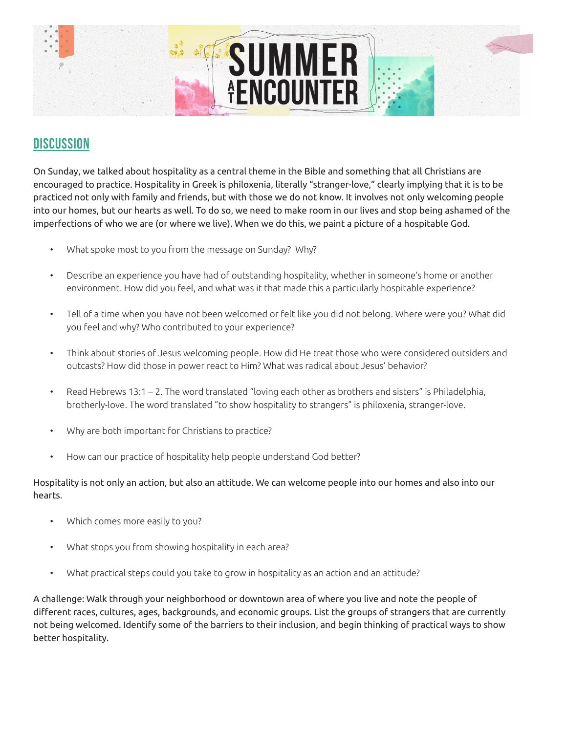# SUMMER AT ENCOUNTER

## DISCUSSION

On Sunday, we talked about hospitality as a central theme in the Bible and something that all Christians are encouraged to practice. Hospitality in Greek is philoxenia, literally “stranger-love,” clearly implying that it is to be practiced not only with family and friends, but with those we do not know. It involves not only welcoming people into our homes, but our hearts as well. To do so, we need to make room in our lives and stop being ashamed of the imperfections of who we are (or where we live). When we do this, we paint a picture of a hospitable God.

- What spoke most to you from the message on Sunday? Why?
- Describe an experience you have had of outstanding hospitality, whether in someone’s home or another environment. How did you feel, and what was it that made this a particularly hospitable experience?
- Tell of a time when you have not been welcomed or felt like you did not belong. Where were you? What did you feel and why? Who contributed to your experience?
- Think about stories of Jesus welcoming people. How did He treat those who were considered outsiders and outcasts? How did those in power react to Him? What was radical about Jesus’ behavior?
- Read Hebrews 13:1 – 2. The word translated “loving each other as brothers and sisters” is Philadelphia, brotherly-love. The word translated “to show hospitality to strangers” is philoxenia, stranger-love.
- Why are both important for Christians to practice?
- How can our practice of hospitality help people understand God better?

Hospitality is not only an action, but also an attitude. We can welcome people into our homes and also into our hearts.

- Which comes more easily to you?
- What stops you from showing hospitality in each area?
- What practical steps could you take to grow in hospitality as an action and an attitude?

A challenge: Walk through your neighborhood or downtown area of where you live and note the people of different races, cultures, ages, backgrounds, and economic groups. List the groups of strangers that are currently not being welcomed. Identify some of the barriers to their inclusion, and begin thinking of practical ways to show better hospitality.